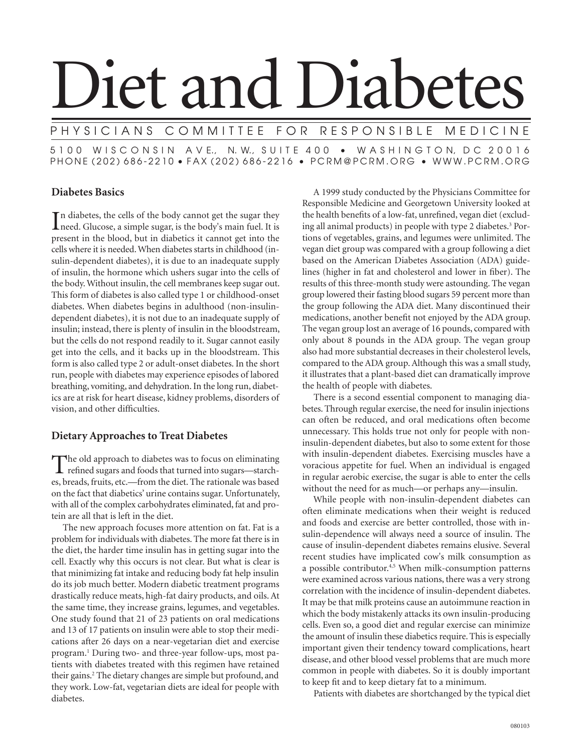# Diet and Diabetes

PHYSICIANS COMMITTEE FOR RESPONSIBLE MEDICINE

5100 WISCONSIN AVE., N.W., SUITE 400 • WASHINGTON, DC 20016
PHONE (202) 686-2210 • FAX (202) 686-2216 • PCRM@PCRM.ORG • WWW.PCRM.ORG

## Diabetes Basics

In diabetes, the cells of the body cannot get the sugar they need. Glucose, a simple sugar, is the body's main fuel. It is present in the blood, but in diabetics it cannot get into the cells where it is needed. When diabetes starts in childhood (insulin-dependent diabetes), it is due to an inadequate supply of insulin, the hormone which ushers sugar into the cells of the body. Without insulin, the cell membranes keep sugar out. This form of diabetes is also called type 1 or childhood-onset diabetes. When diabetes begins in adulthood (non-insulin-dependent diabetes), it is not due to an inadequate supply of insulin; instead, there is plenty of insulin in the bloodstream, but the cells do not respond readily to it. Sugar cannot easily get into the cells, and it backs up in the bloodstream. This form is also called type 2 or adult-onset diabetes. In the short run, people with diabetes may experience episodes of labored breathing, vomiting, and dehydration. In the long run, diabetics are at risk for heart disease, kidney problems, disorders of vision, and other difficulties.

## Dietary Approaches to Treat Diabetes

The old approach to diabetes was to focus on eliminating refined sugars and foods that turned into sugars—starches, breads, fruits, etc.—from the diet. The rationale was based on the fact that diabetics' urine contains sugar. Unfortunately, with all of the complex carbohydrates eliminated, fat and protein are all that is left in the diet.

The new approach focuses more attention on fat. Fat is a problem for individuals with diabetes. The more fat there is in the diet, the harder time insulin has in getting sugar into the cell. Exactly why this occurs is not clear. But what is clear is that minimizing fat intake and reducing body fat help insulin do its job much better. Modern diabetic treatment programs drastically reduce meats, high-fat dairy products, and oils. At the same time, they increase grains, legumes, and vegetables. One study found that 21 of 23 patients on oral medications and 13 of 17 patients on insulin were able to stop their medications after 26 days on a near-vegetarian diet and exercise program.[1] During two- and three-year follow-ups, most patients with diabetes treated with this regimen have retained their gains.[2] The dietary changes are simple but profound, and they work. Low-fat, vegetarian diets are ideal for people with diabetes.

A 1999 study conducted by the Physicians Committee for Responsible Medicine and Georgetown University looked at the health benefits of a low-fat, unrefined, vegan diet (excluding all animal products) in people with type 2 diabetes.[3] Portions of vegetables, grains, and legumes were unlimited. The vegan diet group was compared with a group following a diet based on the American Diabetes Association (ADA) guidelines (higher in fat and cholesterol and lower in fiber). The results of this three-month study were astounding. The vegan group lowered their fasting blood sugars 59 percent more than the group following the ADA diet. Many discontinued their medications, another benefit not enjoyed by the ADA group. The vegan group lost an average of 16 pounds, compared with only about 8 pounds in the ADA group. The vegan group also had more substantial decreases in their cholesterol levels, compared to the ADA group. Although this was a small study, it illustrates that a plant-based diet can dramatically improve the health of people with diabetes.

There is a second essential component to managing diabetes. Through regular exercise, the need for insulin injections can often be reduced, and oral medications often become unnecessary. This holds true not only for people with non-insulin-dependent diabetes, but also to some extent for those with insulin-dependent diabetes. Exercising muscles have a voracious appetite for fuel. When an individual is engaged in regular aerobic exercise, the sugar is able to enter the cells without the need for as much—or perhaps any—insulin.

While people with non-insulin-dependent diabetes can often eliminate medications when their weight is reduced and foods and exercise are better controlled, those with insulin-dependence will always need a source of insulin. The cause of insulin-dependent diabetes remains elusive. Several recent studies have implicated cow's milk consumption as a possible contributor.[4,5] When milk-consumption patterns were examined across various nations, there was a very strong correlation with the incidence of insulin-dependent diabetes. It may be that milk proteins cause an autoimmune reaction in which the body mistakenly attacks its own insulin-producing cells. Even so, a good diet and regular exercise can minimize the amount of insulin these diabetics require. This is especially important given their tendency toward complications, heart disease, and other blood vessel problems that are much more common in people with diabetes. So it is doubly important to keep fit and to keep dietary fat to a minimum.

Patients with diabetes are shortchanged by the typical diet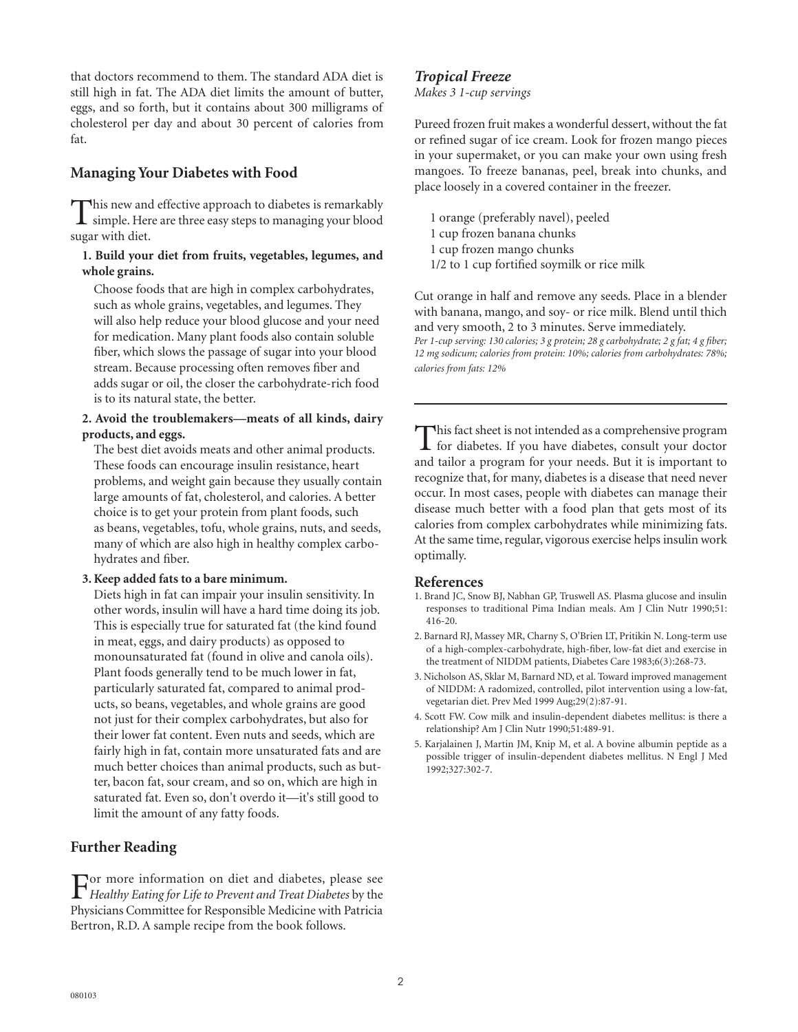that doctors recommend to them. The standard ADA diet is still high in fat. The ADA diet limits the amount of butter, eggs, and so forth, but it contains about 300 milligrams of cholesterol per day and about 30 percent of calories from fat.

## Managing Your Diabetes with Food

This new and effective approach to diabetes is remarkably simple. Here are three easy steps to managing your blood sugar with diet.

**1. Build your diet from fruits, vegetables, legumes, and whole grains.**

Choose foods that are high in complex carbohydrates, such as whole grains, vegetables, and legumes. They will also help reduce your blood glucose and your need for medication. Many plant foods also contain soluble fiber, which slows the passage of sugar into your blood stream. Because processing often removes fiber and adds sugar or oil, the closer the carbohydrate-rich food is to its natural state, the better.

**2. Avoid the troublemakers—meats of all kinds, dairy products, and eggs.**

The best diet avoids meats and other animal products. These foods can encourage insulin resistance, heart problems, and weight gain because they usually contain large amounts of fat, cholesterol, and calories. A better choice is to get your protein from plant foods, such as beans, vegetables, tofu, whole grains, nuts, and seeds, many of which are also high in healthy complex carbohydrates and fiber.

**3. Keep added fats to a bare minimum.**

Diets high in fat can impair your insulin sensitivity. In other words, insulin will have a hard time doing its job. This is especially true for saturated fat (the kind found in meat, eggs, and dairy products) as opposed to monounsaturated fat (found in olive and canola oils). Plant foods generally tend to be much lower in fat, particularly saturated fat, compared to animal products, so beans, vegetables, and whole grains are good not just for their complex carbohydrates, but also for their lower fat content. Even nuts and seeds, which are fairly high in fat, contain more unsaturated fats and are much better choices than animal products, such as butter, bacon fat, sour cream, and so on, which are high in saturated fat. Even so, don't overdo it—it's still good to limit the amount of any fatty foods.

## Further Reading

For more information on diet and diabetes, please see *Healthy Eating for Life to Prevent and Treat Diabetes* by the Physicians Committee for Responsible Medicine with Patricia Bertron, R.D. A sample recipe from the book follows.

### *Tropical Freeze*

*Makes 3 1-cup servings*

Pureed frozen fruit makes a wonderful dessert, without the fat or refined sugar of ice cream. Look for frozen mango pieces in your supermaket, or you can make your own using fresh mangoes. To freeze bananas, peel, break into chunks, and place loosely in a covered container in the freezer.

1 orange (preferably navel), peeled
1 cup frozen banana chunks
1 cup frozen mango chunks
1/2 to 1 cup fortified soymilk or rice milk

Cut orange in half and remove any seeds. Place in a blender with banana, mango, and soy- or rice milk. Blend until thich and very smooth, 2 to 3 minutes. Serve immediately.

*Per 1-cup serving: 130 calories; 3 g protein; 28 g carbohydrate; 2 g fat; 4 g fiber; 12 mg sodicum; calories from protein: 10%; calories from carbohydrates: 78%; calories from fats: 12%*

---

This fact sheet is not intended as a comprehensive program for diabetes. If you have diabetes, consult your doctor and tailor a program for your needs. But it is important to recognize that, for many, diabetes is a disease that need never occur. In most cases, people with diabetes can manage their disease much better with a food plan that gets most of its calories from complex carbohydrates while minimizing fats. At the same time, regular, vigorous exercise helps insulin work optimally.

## References

1. Brand JC, Snow BJ, Nabhan GP, Truswell AS. Plasma glucose and insulin responses to traditional Pima Indian meals. Am J Clin Nutr 1990;51: 416-20.
2. Barnard RJ, Massey MR, Charny S, O'Brien LT, Pritikin N. Long-term use of a high-complex-carbohydrate, high-fiber, low-fat diet and exercise in the treatment of NIDDM patients, Diabetes Care 1983;6(3):268-73.
3. Nicholson AS, Sklar M, Barnard ND, et al. Toward improved management of NIDDM: A radomized, controlled, pilot intervention using a low-fat, vegetarian diet. Prev Med 1999 Aug;29(2):87-91.
4. Scott FW. Cow milk and insulin-dependent diabetes mellitus: is there a relationship? Am J Clin Nutr 1990;51:489-91.
5. Karjalainen J, Martin JM, Knip M, et al. A bovine albumin peptide as a possible trigger of insulin-dependent diabetes mellitus. N Engl J Med 1992;327:302-7.

080103